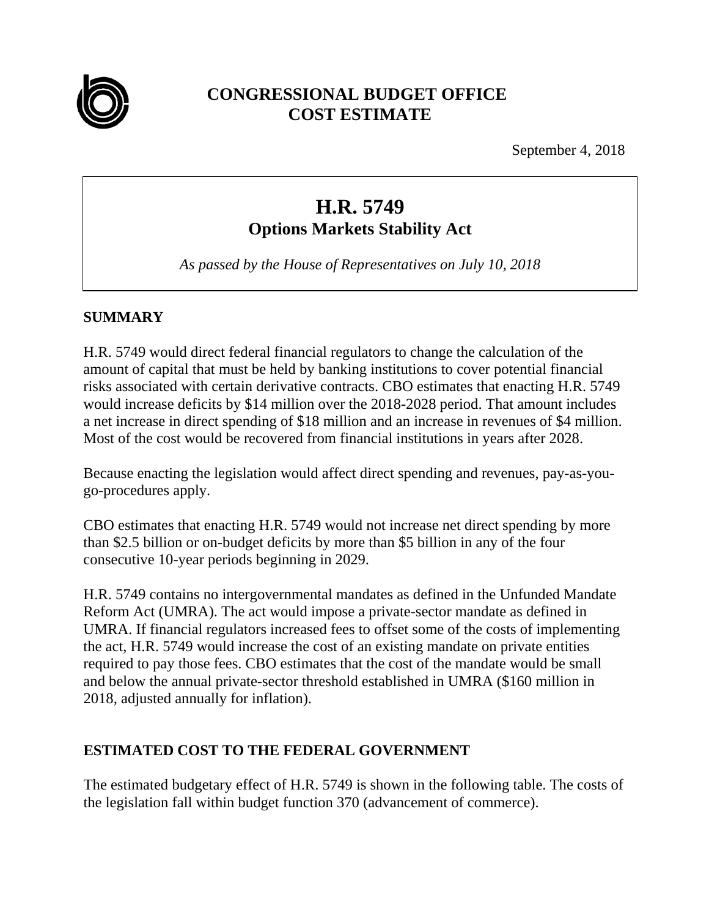# CONGRESSIONAL BUDGET OFFICE
# COST ESTIMATE

September 4, 2018

## H.R. 5749
### Options Markets Stability Act

*As passed by the House of Representatives on July 10, 2018*

## SUMMARY

H.R. 5749 would direct federal financial regulators to change the calculation of the amount of capital that must be held by banking institutions to cover potential financial risks associated with certain derivative contracts. CBO estimates that enacting H.R. 5749 would increase deficits by $14 million over the 2018-2028 period. That amount includes a net increase in direct spending of $18 million and an increase in revenues of $4 million. Most of the cost would be recovered from financial institutions in years after 2028.

Because enacting the legislation would affect direct spending and revenues, pay-as-you-go-procedures apply.

CBO estimates that enacting H.R. 5749 would not increase net direct spending by more than $2.5 billion or on-budget deficits by more than $5 billion in any of the four consecutive 10-year periods beginning in 2029.

H.R. 5749 contains no intergovernmental mandates as defined in the Unfunded Mandate Reform Act (UMRA). The act would impose a private-sector mandate as defined in UMRA. If financial regulators increased fees to offset some of the costs of implementing the act, H.R. 5749 would increase the cost of an existing mandate on private entities required to pay those fees. CBO estimates that the cost of the mandate would be small and below the annual private-sector threshold established in UMRA ($160 million in 2018, adjusted annually for inflation).

## ESTIMATED COST TO THE FEDERAL GOVERNMENT

The estimated budgetary effect of H.R. 5749 is shown in the following table. The costs of the legislation fall within budget function 370 (advancement of commerce).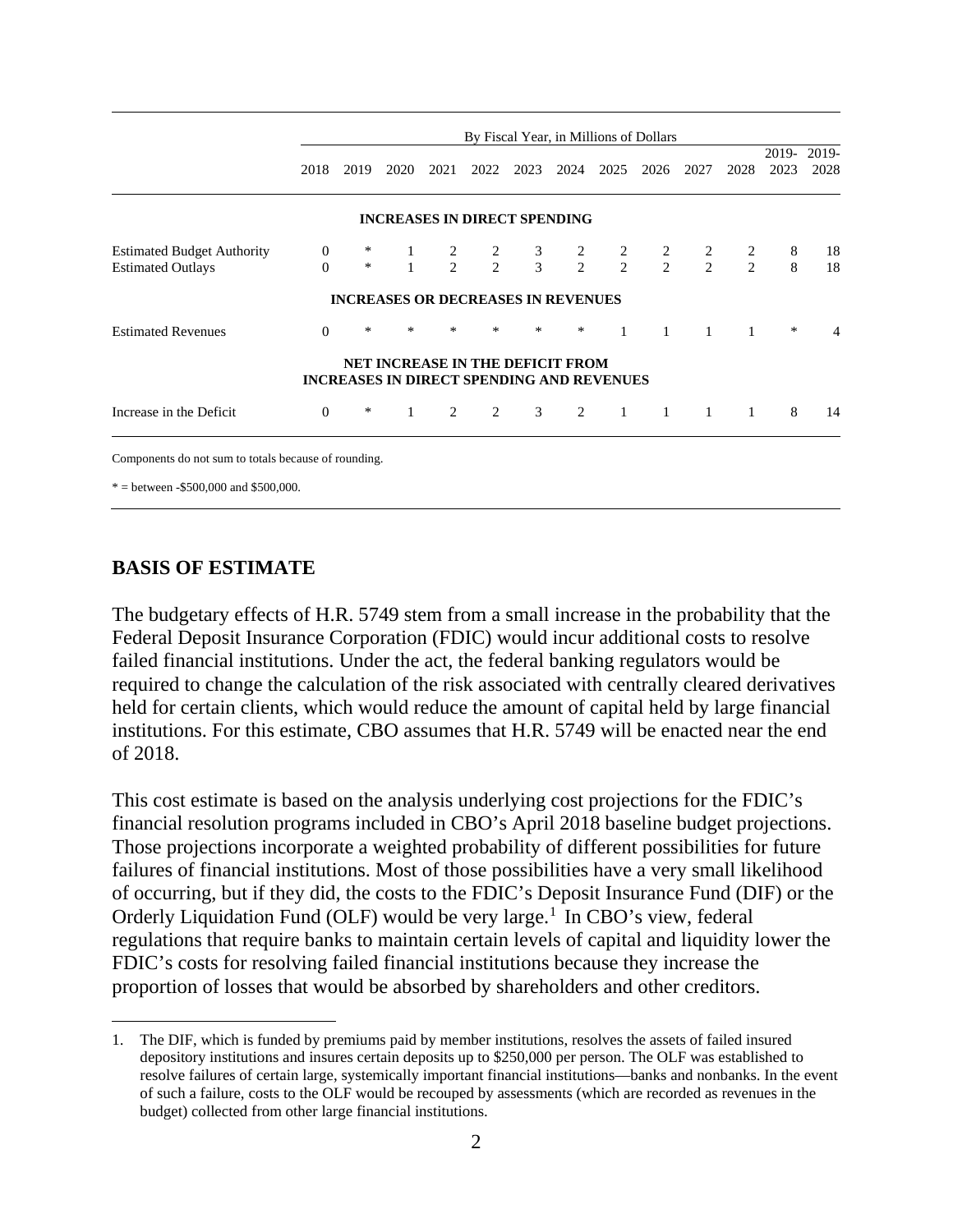| | By Fiscal Year, in Millions of Dollars | | | | | | | | | | | | |
|---|---|---|---|---|---|---|---|---|---|---|---|---|---|
| | 2018 | 2019 | 2020 | 2021 | 2022 | 2023 | 2024 | 2025 | 2026 | 2027 | 2028 | 2019-2023 | 2019-2028 |
| **INCREASES IN DIRECT SPENDING** | | | | | | | | | | | | | |
| Estimated Budget Authority | 0 | * | 1 | 2 | 2 | 3 | 2 | 2 | 2 | 2 | 2 | 8 | 18 |
| Estimated Outlays | 0 | * | 1 | 2 | 2 | 3 | 2 | 2 | 2 | 2 | 2 | 8 | 18 |
| **INCREASES OR DECREASES IN REVENUES** | | | | | | | | | | | | | |
| Estimated Revenues | 0 | * | * | * | * | * | * | 1 | 1 | 1 | 1 | * | 4 |
| **NET INCREASE IN THE DEFICIT FROM INCREASES IN DIRECT SPENDING AND REVENUES** | | | | | | | | | | | | | |
| Increase in the Deficit | 0 | * | 1 | 2 | 2 | 3 | 2 | 1 | 1 | 1 | 1 | 8 | 14 |

Components do not sum to totals because of rounding.

* = between -$500,000 and $500,000.

## BASIS OF ESTIMATE

The budgetary effects of H.R. 5749 stem from a small increase in the probability that the Federal Deposit Insurance Corporation (FDIC) would incur additional costs to resolve failed financial institutions. Under the act, the federal banking regulators would be required to change the calculation of the risk associated with centrally cleared derivatives held for certain clients, which would reduce the amount of capital held by large financial institutions. For this estimate, CBO assumes that H.R. 5749 will be enacted near the end of 2018.

This cost estimate is based on the analysis underlying cost projections for the FDIC's financial resolution programs included in CBO's April 2018 baseline budget projections. Those projections incorporate a weighted probability of different possibilities for future failures of financial institutions. Most of those possibilities have a very small likelihood of occurring, but if they did, the costs to the FDIC's Deposit Insurance Fund (DIF) or the Orderly Liquidation Fund (OLF) would be very large.[1] In CBO's view, federal regulations that require banks to maintain certain levels of capital and liquidity lower the FDIC's costs for resolving failed financial institutions because they increase the proportion of losses that would be absorbed by shareholders and other creditors.

1. The DIF, which is funded by premiums paid by member institutions, resolves the assets of failed insured depository institutions and insures certain deposits up to $250,000 per person. The OLF was established to resolve failures of certain large, systemically important financial institutions—banks and nonbanks. In the event of such a failure, costs to the OLF would be recouped by assessments (which are recorded as revenues in the budget) collected from other large financial institutions.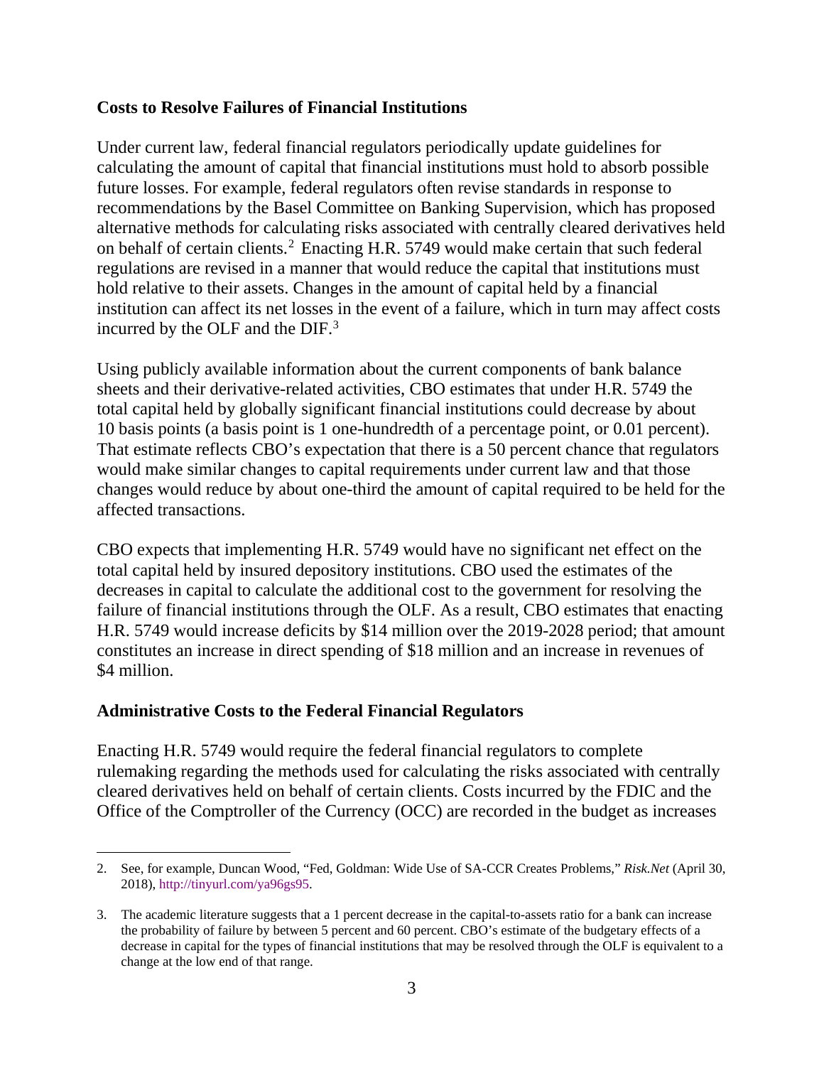## Costs to Resolve Failures of Financial Institutions

Under current law, federal financial regulators periodically update guidelines for calculating the amount of capital that financial institutions must hold to absorb possible future losses. For example, federal regulators often revise standards in response to recommendations by the Basel Committee on Banking Supervision, which has proposed alternative methods for calculating risks associated with centrally cleared derivatives held on behalf of certain clients.[2] Enacting H.R. 5749 would make certain that such federal regulations are revised in a manner that would reduce the capital that institutions must hold relative to their assets. Changes in the amount of capital held by a financial institution can affect its net losses in the event of a failure, which in turn may affect costs incurred by the OLF and the DIF.[3]

Using publicly available information about the current components of bank balance sheets and their derivative-related activities, CBO estimates that under H.R. 5749 the total capital held by globally significant financial institutions could decrease by about 10 basis points (a basis point is 1 one-hundredth of a percentage point, or 0.01 percent). That estimate reflects CBO's expectation that there is a 50 percent chance that regulators would make similar changes to capital requirements under current law and that those changes would reduce by about one-third the amount of capital required to be held for the affected transactions.

CBO expects that implementing H.R. 5749 would have no significant net effect on the total capital held by insured depository institutions. CBO used the estimates of the decreases in capital to calculate the additional cost to the government for resolving the failure of financial institutions through the OLF. As a result, CBO estimates that enacting H.R. 5749 would increase deficits by $14 million over the 2019-2028 period; that amount constitutes an increase in direct spending of $18 million and an increase in revenues of $4 million.

## Administrative Costs to the Federal Financial Regulators

Enacting H.R. 5749 would require the federal financial regulators to complete rulemaking regarding the methods used for calculating the risks associated with centrally cleared derivatives held on behalf of certain clients. Costs incurred by the FDIC and the Office of the Comptroller of the Currency (OCC) are recorded in the budget as increases

---

2. See, for example, Duncan Wood, "Fed, Goldman: Wide Use of SA-CCR Creates Problems," *Risk.Net* (April 30, 2018), http://tinyurl.com/ya96gs95.

3. The academic literature suggests that a 1 percent decrease in the capital-to-assets ratio for a bank can increase the probability of failure by between 5 percent and 60 percent. CBO's estimate of the budgetary effects of a decrease in capital for the types of financial institutions that may be resolved through the OLF is equivalent to a change at the low end of that range.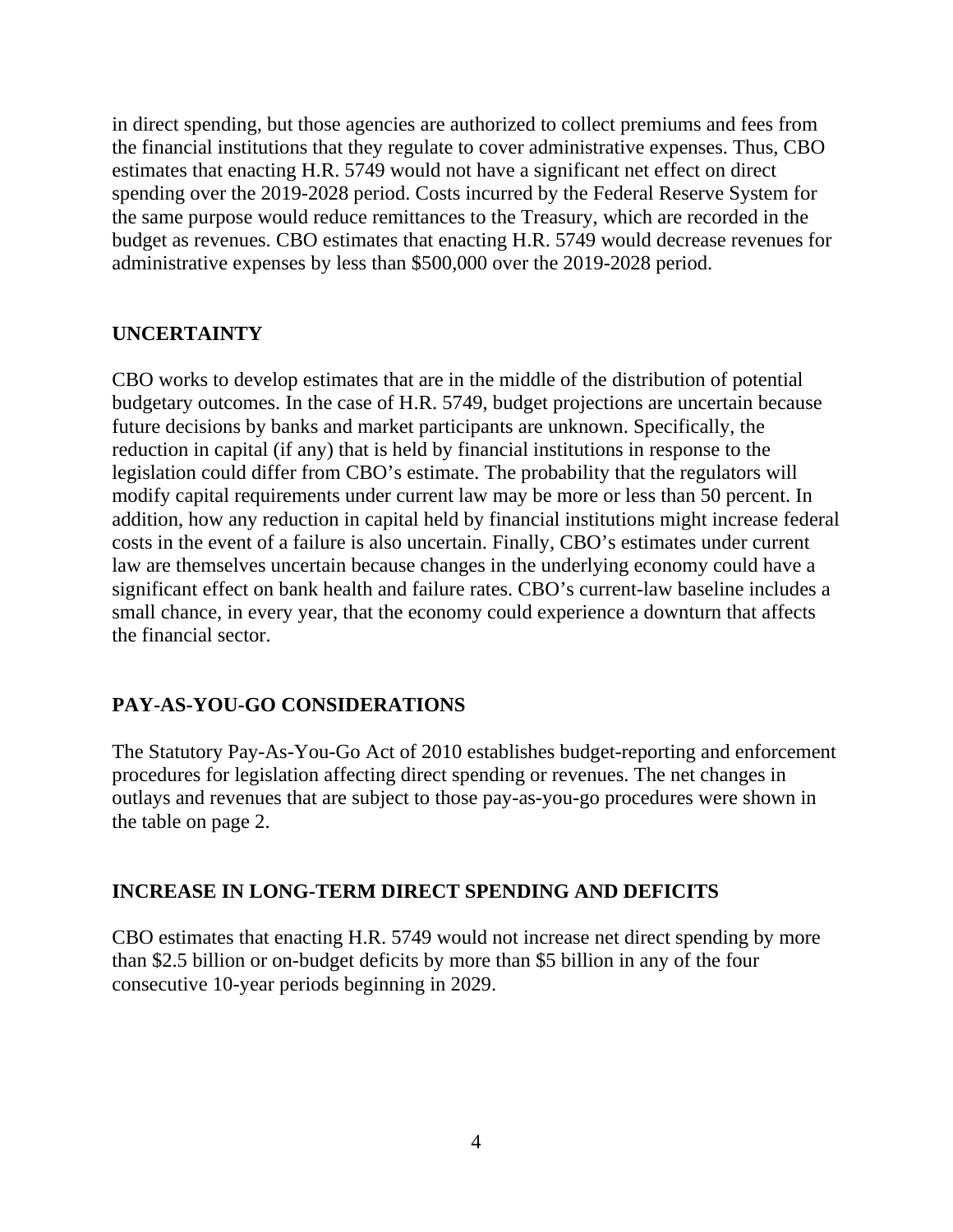in direct spending, but those agencies are authorized to collect premiums and fees from the financial institutions that they regulate to cover administrative expenses. Thus, CBO estimates that enacting H.R. 5749 would not have a significant net effect on direct spending over the 2019-2028 period. Costs incurred by the Federal Reserve System for the same purpose would reduce remittances to the Treasury, which are recorded in the budget as revenues. CBO estimates that enacting H.R. 5749 would decrease revenues for administrative expenses by less than $500,000 over the 2019-2028 period.

## UNCERTAINTY

CBO works to develop estimates that are in the middle of the distribution of potential budgetary outcomes. In the case of H.R. 5749, budget projections are uncertain because future decisions by banks and market participants are unknown. Specifically, the reduction in capital (if any) that is held by financial institutions in response to the legislation could differ from CBO's estimate. The probability that the regulators will modify capital requirements under current law may be more or less than 50 percent. In addition, how any reduction in capital held by financial institutions might increase federal costs in the event of a failure is also uncertain. Finally, CBO's estimates under current law are themselves uncertain because changes in the underlying economy could have a significant effect on bank health and failure rates. CBO's current-law baseline includes a small chance, in every year, that the economy could experience a downturn that affects the financial sector.

## PAY-AS-YOU-GO CONSIDERATIONS

The Statutory Pay-As-You-Go Act of 2010 establishes budget-reporting and enforcement procedures for legislation affecting direct spending or revenues. The net changes in outlays and revenues that are subject to those pay-as-you-go procedures were shown in the table on page 2.

## INCREASE IN LONG-TERM DIRECT SPENDING AND DEFICITS

CBO estimates that enacting H.R. 5749 would not increase net direct spending by more than $2.5 billion or on-budget deficits by more than $5 billion in any of the four consecutive 10-year periods beginning in 2029.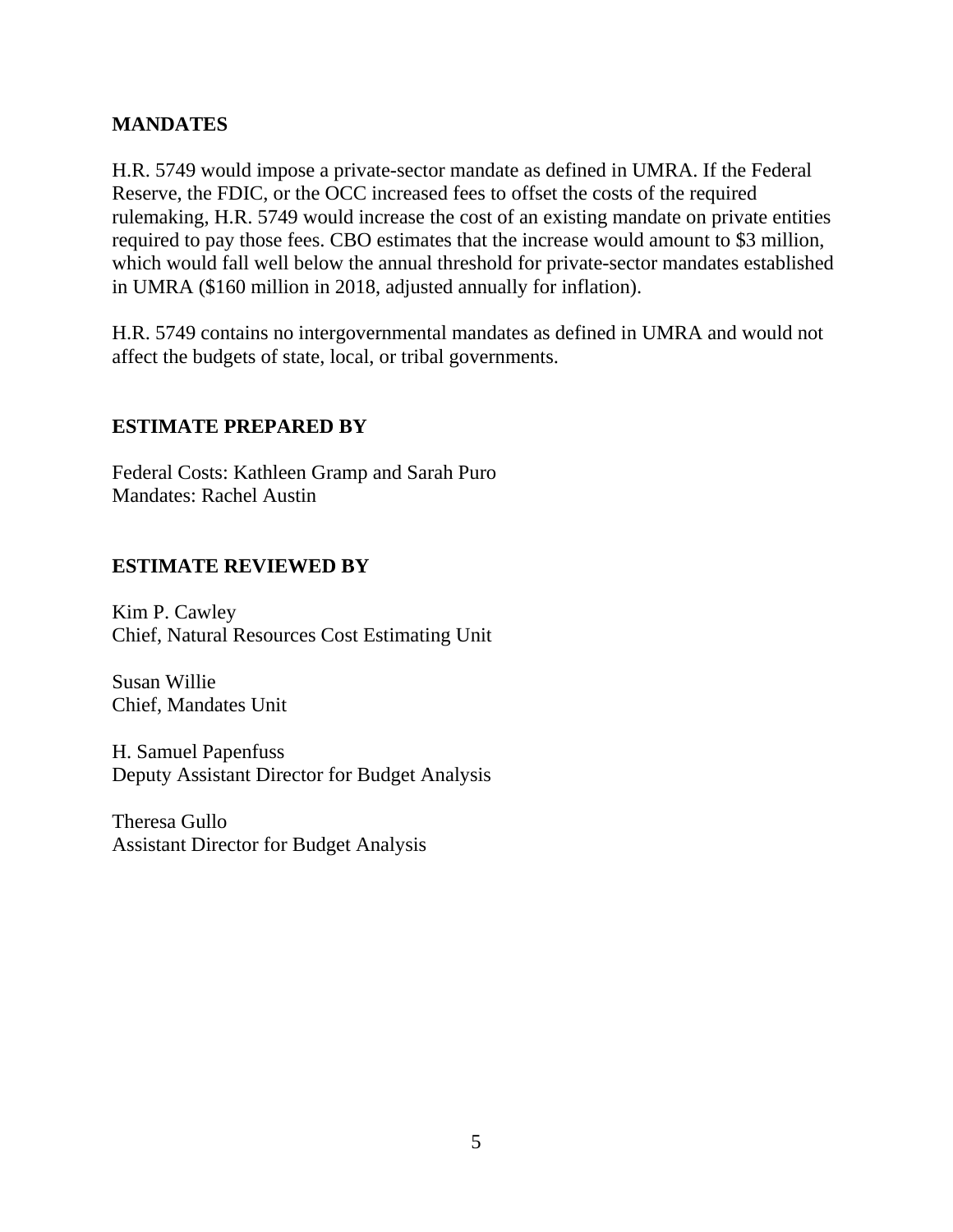## MANDATES

H.R. 5749 would impose a private-sector mandate as defined in UMRA. If the Federal Reserve, the FDIC, or the OCC increased fees to offset the costs of the required rulemaking, H.R. 5749 would increase the cost of an existing mandate on private entities required to pay those fees. CBO estimates that the increase would amount to $3 million, which would fall well below the annual threshold for private-sector mandates established in UMRA ($160 million in 2018, adjusted annually for inflation).

H.R. 5749 contains no intergovernmental mandates as defined in UMRA and would not affect the budgets of state, local, or tribal governments.

## ESTIMATE PREPARED BY

Federal Costs: Kathleen Gramp and Sarah Puro
Mandates: Rachel Austin

## ESTIMATE REVIEWED BY

Kim P. Cawley
Chief, Natural Resources Cost Estimating Unit

Susan Willie
Chief, Mandates Unit

H. Samuel Papenfuss
Deputy Assistant Director for Budget Analysis

Theresa Gullo
Assistant Director for Budget Analysis